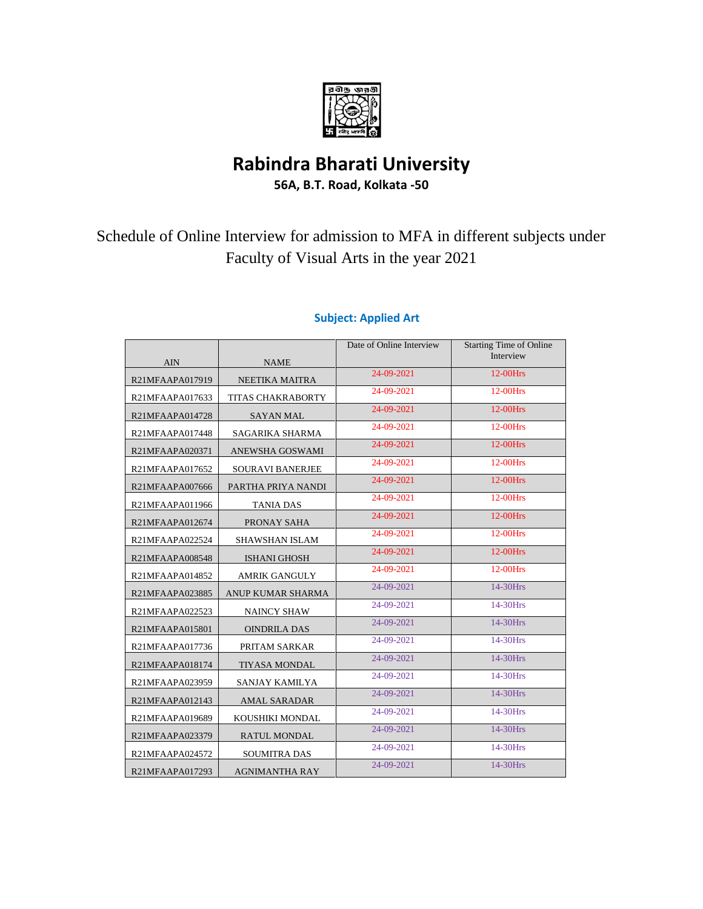# Rabindra Bharati University

**56A, B.T. Road, Kolkata -50**

Schedule of Online Interview for admission to MFA in different subjects under Faculty of Visual Arts in the year 2021

### Subject: Applied Art

| AIN | NAME | Date of Online Interview | Starting Time of Online Interview |
|---|---|---|---|
| R21MFAAPA017919 | NEETIKA MAITRA | 24-09-2021 | 12-00Hrs |
| R21MFAAPA017633 | TITAS CHAKRABORTY | 24-09-2021 | 12-00Hrs |
| R21MFAAPA014728 | SAYAN MAL | 24-09-2021 | 12-00Hrs |
| R21MFAAPA017448 | SAGARIKA SHARMA | 24-09-2021 | 12-00Hrs |
| R21MFAAPA020371 | ANEWSHA GOSWAMI | 24-09-2021 | 12-00Hrs |
| R21MFAAPA017652 | SOURAVI BANERJEE | 24-09-2021 | 12-00Hrs |
| R21MFAAPA007666 | PARTHA PRIYA NANDI | 24-09-2021 | 12-00Hrs |
| R21MFAAPA011966 | TANIA DAS | 24-09-2021 | 12-00Hrs |
| R21MFAAPA012674 | PRONAY SAHA | 24-09-2021 | 12-00Hrs |
| R21MFAAPA022524 | SHAWSHAN ISLAM | 24-09-2021 | 12-00Hrs |
| R21MFAAPA008548 | ISHANI GHOSH | 24-09-2021 | 12-00Hrs |
| R21MFAAPA014852 | AMRIK GANGULY | 24-09-2021 | 12-00Hrs |
| R21MFAAPA023885 | ANUP KUMAR SHARMA | 24-09-2021 | 14-30Hrs |
| R21MFAAPA022523 | NAINCY SHAW | 24-09-2021 | 14-30Hrs |
| R21MFAAPA015801 | OINDRILA DAS | 24-09-2021 | 14-30Hrs |
| R21MFAAPA017736 | PRITAM SARKAR | 24-09-2021 | 14-30Hrs |
| R21MFAAPA018174 | TIYASA MONDAL | 24-09-2021 | 14-30Hrs |
| R21MFAAPA023959 | SANJAY KAMILYA | 24-09-2021 | 14-30Hrs |
| R21MFAAPA012143 | AMAL SARADAR | 24-09-2021 | 14-30Hrs |
| R21MFAAPA019689 | KOUSHIKI MONDAL | 24-09-2021 | 14-30Hrs |
| R21MFAAPA023379 | RATUL MONDAL | 24-09-2021 | 14-30Hrs |
| R21MFAAPA024572 | SOUMITRA DAS | 24-09-2021 | 14-30Hrs |
| R21MFAAPA017293 | AGNIMANTHA RAY | 24-09-2021 | 14-30Hrs |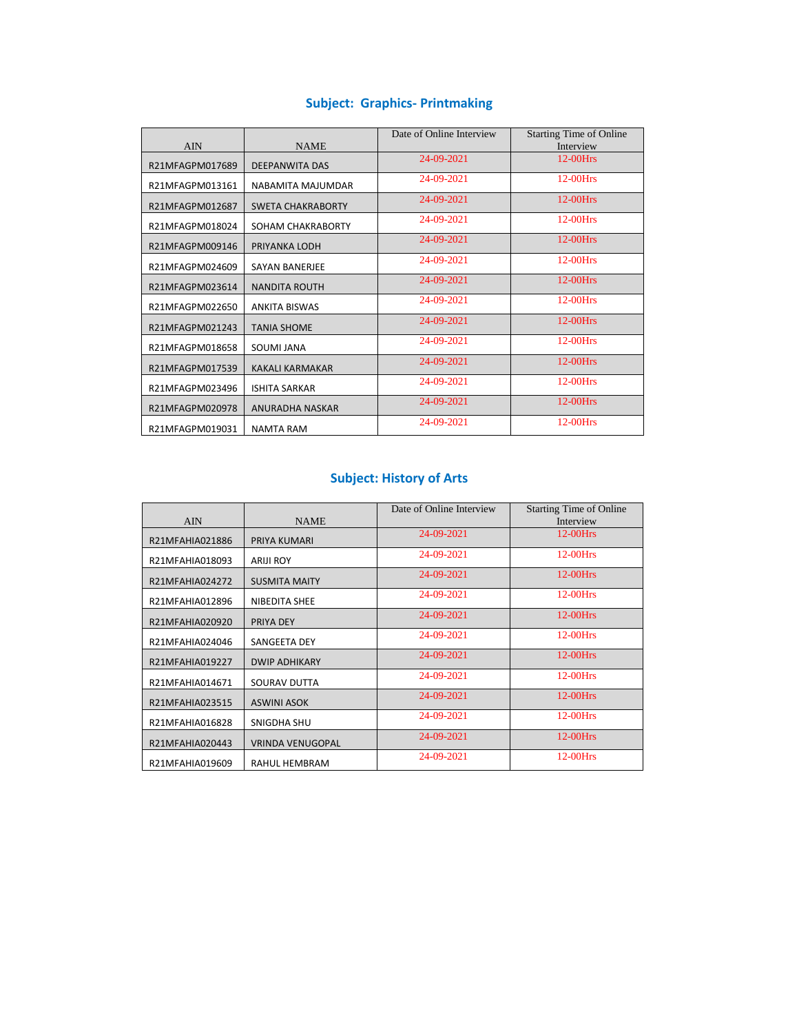## Subject: Graphics- Printmaking

| AIN | NAME | Date of Online Interview | Starting Time of Online Interview |
|---|---|---|---|
| R21MFAGPM017689 | DEEPANWITA DAS | 24-09-2021 | 12-00Hrs |
| R21MFAGPM013161 | NABAMITA MAJUMDAR | 24-09-2021 | 12-00Hrs |
| R21MFAGPM012687 | SWETA CHAKRABORTY | 24-09-2021 | 12-00Hrs |
| R21MFAGPM018024 | SOHAM CHAKRABORTY | 24-09-2021 | 12-00Hrs |
| R21MFAGPM009146 | PRIYANKA LODH | 24-09-2021 | 12-00Hrs |
| R21MFAGPM024609 | SAYAN BANERJEE | 24-09-2021 | 12-00Hrs |
| R21MFAGPM023614 | NANDITA ROUTH | 24-09-2021 | 12-00Hrs |
| R21MFAGPM022650 | ANKITA BISWAS | 24-09-2021 | 12-00Hrs |
| R21MFAGPM021243 | TANIA SHOME | 24-09-2021 | 12-00Hrs |
| R21MFAGPM018658 | SOUMI JANA | 24-09-2021 | 12-00Hrs |
| R21MFAGPM017539 | KAKALI KARMAKAR | 24-09-2021 | 12-00Hrs |
| R21MFAGPM023496 | ISHITA SARKAR | 24-09-2021 | 12-00Hrs |
| R21MFAGPM020978 | ANURADHA NASKAR | 24-09-2021 | 12-00Hrs |
| R21MFAGPM019031 | NAMTA RAM | 24-09-2021 | 12-00Hrs |

## Subject: History of Arts

| AIN | NAME | Date of Online Interview | Starting Time of Online Interview |
|---|---|---|---|
| R21MFAHIA021886 | PRIYA KUMARI | 24-09-2021 | 12-00Hrs |
| R21MFAHIA018093 | ARIJI ROY | 24-09-2021 | 12-00Hrs |
| R21MFAHIA024272 | SUSMITA MAITY | 24-09-2021 | 12-00Hrs |
| R21MFAHIA012896 | NIBEDITA SHEE | 24-09-2021 | 12-00Hrs |
| R21MFAHIA020920 | PRIYA DEY | 24-09-2021 | 12-00Hrs |
| R21MFAHIA024046 | SANGEETA DEY | 24-09-2021 | 12-00Hrs |
| R21MFAHIA019227 | DWIP ADHIKARY | 24-09-2021 | 12-00Hrs |
| R21MFAHIA014671 | SOURAV DUTTA | 24-09-2021 | 12-00Hrs |
| R21MFAHIA023515 | ASWINI ASOK | 24-09-2021 | 12-00Hrs |
| R21MFAHIA016828 | SNIGDHA SHU | 24-09-2021 | 12-00Hrs |
| R21MFAHIA020443 | VRINDA VENUGOPAL | 24-09-2021 | 12-00Hrs |
| R21MFAHIA019609 | RAHUL HEMBRAM | 24-09-2021 | 12-00Hrs |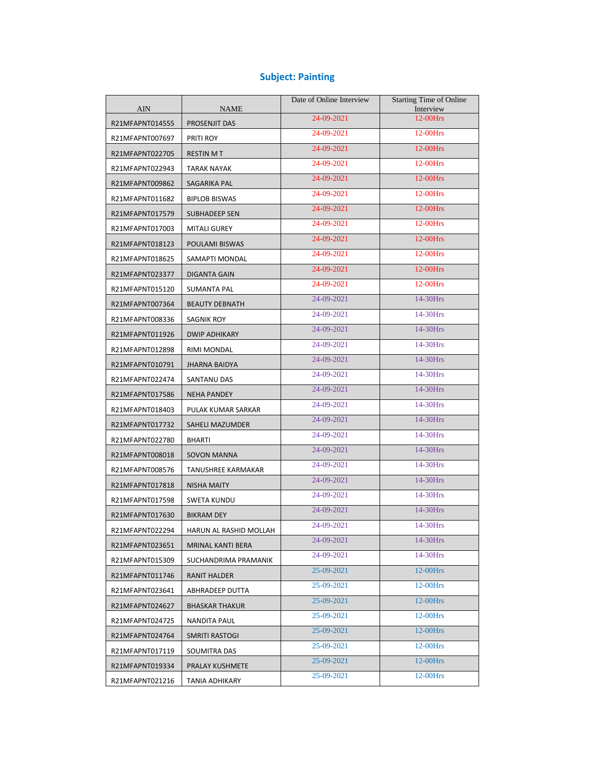## Subject: Painting

| AIN | NAME | Date of Online Interview | Starting Time of Online Interview |
|---|---|---|---|
| R21MFAPNT014555 | PROSENJIT DAS | 24-09-2021 | 12-00Hrs |
| R21MFAPNT007697 | PRITI ROY | 24-09-2021 | 12-00Hrs |
| R21MFAPNT022705 | RESTIN M T | 24-09-2021 | 12-00Hrs |
| R21MFAPNT022943 | TARAK NAYAK | 24-09-2021 | 12-00Hrs |
| R21MFAPNT009862 | SAGARIKA PAL | 24-09-2021 | 12-00Hrs |
| R21MFAPNT011682 | BIPLOB BISWAS | 24-09-2021 | 12-00Hrs |
| R21MFAPNT017579 | SUBHADEEP SEN | 24-09-2021 | 12-00Hrs |
| R21MFAPNT017003 | MITALI GUREY | 24-09-2021 | 12-00Hrs |
| R21MFAPNT018123 | POULAMI BISWAS | 24-09-2021 | 12-00Hrs |
| R21MFAPNT018625 | SAMAPTI MONDAL | 24-09-2021 | 12-00Hrs |
| R21MFAPNT023377 | DIGANTA GAIN | 24-09-2021 | 12-00Hrs |
| R21MFAPNT015120 | SUMANTA PAL | 24-09-2021 | 12-00Hrs |
| R21MFAPNT007364 | BEAUTY DEBNATH | 24-09-2021 | 14-30Hrs |
| R21MFAPNT008336 | SAGNIK ROY | 24-09-2021 | 14-30Hrs |
| R21MFAPNT011926 | DWIP ADHIKARY | 24-09-2021 | 14-30Hrs |
| R21MFAPNT012898 | RIMI MONDAL | 24-09-2021 | 14-30Hrs |
| R21MFAPNT010791 | JHARNA BAIDYA | 24-09-2021 | 14-30Hrs |
| R21MFAPNT022474 | SANTANU DAS | 24-09-2021 | 14-30Hrs |
| R21MFAPNT017586 | NEHA PANDEY | 24-09-2021 | 14-30Hrs |
| R21MFAPNT018403 | PULAK KUMAR SARKAR | 24-09-2021 | 14-30Hrs |
| R21MFAPNT017732 | SAHELI MAZUMDER | 24-09-2021 | 14-30Hrs |
| R21MFAPNT022780 | BHARTI | 24-09-2021 | 14-30Hrs |
| R21MFAPNT008018 | SOVON MANNA | 24-09-2021 | 14-30Hrs |
| R21MFAPNT008576 | TANUSHREE KARMAKAR | 24-09-2021 | 14-30Hrs |
| R21MFAPNT017818 | NISHA MAITY | 24-09-2021 | 14-30Hrs |
| R21MFAPNT017598 | SWETA KUNDU | 24-09-2021 | 14-30Hrs |
| R21MFAPNT017630 | BIKRAM DEY | 24-09-2021 | 14-30Hrs |
| R21MFAPNT022294 | HARUN AL RASHID MOLLAH | 24-09-2021 | 14-30Hrs |
| R21MFAPNT023651 | MRINAL KANTI BERA | 24-09-2021 | 14-30Hrs |
| R21MFAPNT015309 | SUCHANDRIMA PRAMANIK | 24-09-2021 | 14-30Hrs |
| R21MFAPNT011746 | RANIT HALDER | 25-09-2021 | 12-00Hrs |
| R21MFAPNT023641 | ABHRADEEP DUTTA | 25-09-2021 | 12-00Hrs |
| R21MFAPNT024627 | BHASKAR THAKUR | 25-09-2021 | 12-00Hrs |
| R21MFAPNT024725 | NANDITA PAUL | 25-09-2021 | 12-00Hrs |
| R21MFAPNT024764 | SMRITI RASTOGI | 25-09-2021 | 12-00Hrs |
| R21MFAPNT017119 | SOUMITRA DAS | 25-09-2021 | 12-00Hrs |
| R21MFAPNT019334 | PRALAY KUSHMETE | 25-09-2021 | 12-00Hrs |
| R21MFAPNT021216 | TANIA ADHIKARY | 25-09-2021 | 12-00Hrs |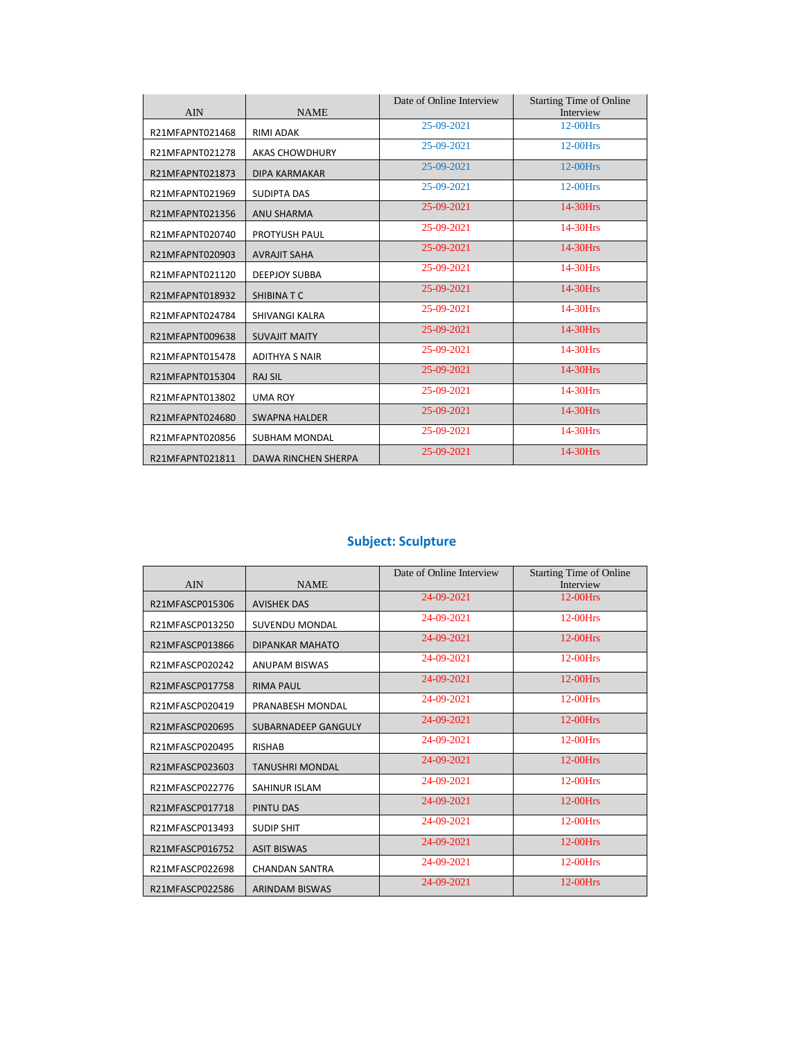| AIN | NAME | Date of Online Interview | Starting Time of Online Interview |
|---|---|---|---|
| R21MFAPNT021468 | RIMI ADAK | 25-09-2021 | 12-00Hrs |
| R21MFAPNT021278 | AKAS CHOWDHURY | 25-09-2021 | 12-00Hrs |
| R21MFAPNT021873 | DIPA KARMAKAR | 25-09-2021 | 12-00Hrs |
| R21MFAPNT021969 | SUDIPTA DAS | 25-09-2021 | 12-00Hrs |
| R21MFAPNT021356 | ANU SHARMA | 25-09-2021 | 14-30Hrs |
| R21MFAPNT020740 | PROTYUSH PAUL | 25-09-2021 | 14-30Hrs |
| R21MFAPNT020903 | AVRAJIT SAHA | 25-09-2021 | 14-30Hrs |
| R21MFAPNT021120 | DEEPJOY SUBBA | 25-09-2021 | 14-30Hrs |
| R21MFAPNT018932 | SHIBINA T C | 25-09-2021 | 14-30Hrs |
| R21MFAPNT024784 | SHIVANGI KALRA | 25-09-2021 | 14-30Hrs |
| R21MFAPNT009638 | SUVAJIT MAITY | 25-09-2021 | 14-30Hrs |
| R21MFAPNT015478 | ADITHYA S NAIR | 25-09-2021 | 14-30Hrs |
| R21MFAPNT015304 | RAJ SIL | 25-09-2021 | 14-30Hrs |
| R21MFAPNT013802 | UMA ROY | 25-09-2021 | 14-30Hrs |
| R21MFAPNT024680 | SWAPNA HALDER | 25-09-2021 | 14-30Hrs |
| R21MFAPNT020856 | SUBHAM MONDAL | 25-09-2021 | 14-30Hrs |
| R21MFAPNT021811 | DAWA RINCHEN SHERPA | 25-09-2021 | 14-30Hrs |

## Subject: Sculpture

| AIN | NAME | Date of Online Interview | Starting Time of Online Interview |
|---|---|---|---|
| R21MFASCP015306 | AVISHEK DAS | 24-09-2021 | 12-00Hrs |
| R21MFASCP013250 | SUVENDU MONDAL | 24-09-2021 | 12-00Hrs |
| R21MFASCP013866 | DIPANKAR MAHATO | 24-09-2021 | 12-00Hrs |
| R21MFASCP020242 | ANUPAM BISWAS | 24-09-2021 | 12-00Hrs |
| R21MFASCP017758 | RIMA PAUL | 24-09-2021 | 12-00Hrs |
| R21MFASCP020419 | PRANABESH MONDAL | 24-09-2021 | 12-00Hrs |
| R21MFASCP020695 | SUBARNADEEP GANGULY | 24-09-2021 | 12-00Hrs |
| R21MFASCP020495 | RISHAB | 24-09-2021 | 12-00Hrs |
| R21MFASCP023603 | TANUSHRI MONDAL | 24-09-2021 | 12-00Hrs |
| R21MFASCP022776 | SAHINUR ISLAM | 24-09-2021 | 12-00Hrs |
| R21MFASCP017718 | PINTU DAS | 24-09-2021 | 12-00Hrs |
| R21MFASCP013493 | SUDIP SHIT | 24-09-2021 | 12-00Hrs |
| R21MFASCP016752 | ASIT BISWAS | 24-09-2021 | 12-00Hrs |
| R21MFASCP022698 | CHANDAN SANTRA | 24-09-2021 | 12-00Hrs |
| R21MFASCP022586 | ARINDAM BISWAS | 24-09-2021 | 12-00Hrs |